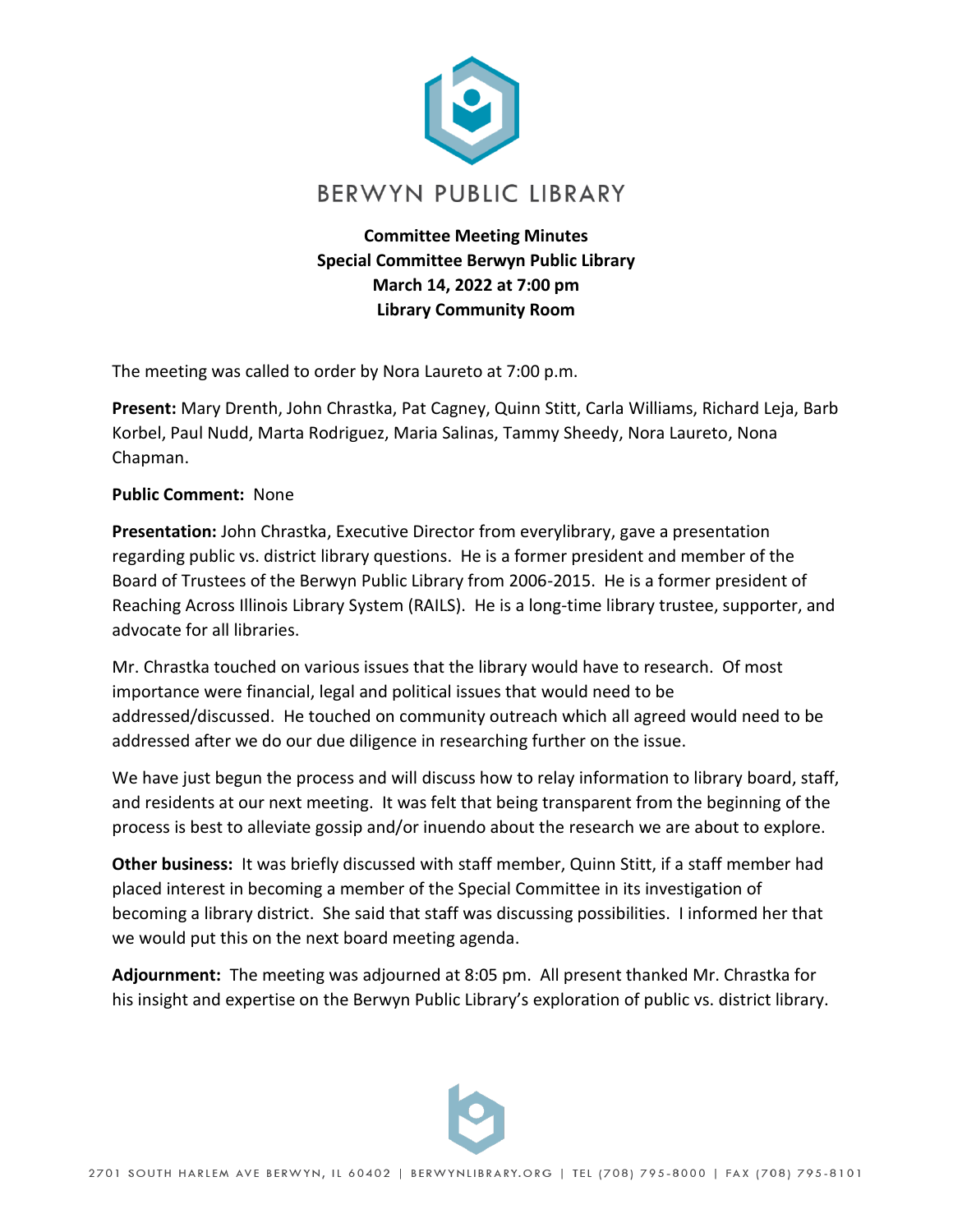# BERWYN PUBLIC LIBRARY

**Committee Meeting Minutes**
**Special Committee Berwyn Public Library**
**March 14, 2022 at 7:00 pm**
**Library Community Room**

The meeting was called to order by Nora Laureto at 7:00 p.m.

**Present:** Mary Drenth, John Chrastka, Pat Cagney, Quinn Stitt, Carla Williams, Richard Leja, Barb Korbel, Paul Nudd, Marta Rodriguez, Maria Salinas, Tammy Sheedy, Nora Laureto, Nona Chapman.

**Public Comment:** None

**Presentation:** John Chrastka, Executive Director from everylibrary, gave a presentation regarding public vs. district library questions. He is a former president and member of the Board of Trustees of the Berwyn Public Library from 2006-2015. He is a former president of Reaching Across Illinois Library System (RAILS). He is a long-time library trustee, supporter, and advocate for all libraries.

Mr. Chrastka touched on various issues that the library would have to research. Of most importance were financial, legal and political issues that would need to be addressed/discussed. He touched on community outreach which all agreed would need to be addressed after we do our due diligence in researching further on the issue.

We have just begun the process and will discuss how to relay information to library board, staff, and residents at our next meeting. It was felt that being transparent from the beginning of the process is best to alleviate gossip and/or inuendo about the research we are about to explore.

**Other business:** It was briefly discussed with staff member, Quinn Stitt, if a staff member had placed interest in becoming a member of the Special Committee in its investigation of becoming a library district. She said that staff was discussing possibilities. I informed her that we would put this on the next board meeting agenda.

**Adjournment:** The meeting was adjourned at 8:05 pm. All present thanked Mr. Chrastka for his insight and expertise on the Berwyn Public Library's exploration of public vs. district library.

2701 SOUTH HARLEM AVE BERWYN, IL 60402 | BERWYNLIBRARY.ORG | TEL (708) 795-8000 | FAX (708) 795-8101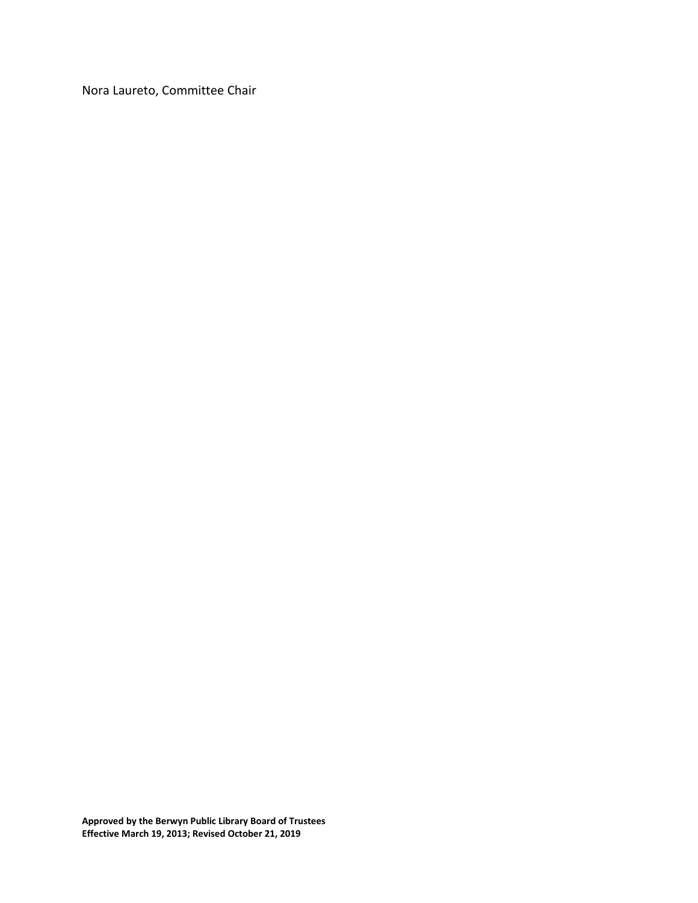Nora Laureto, Committee Chair

**Approved by the Berwyn Public Library Board of Trustees**
**Effective March 19, 2013; Revised October 21, 2019**